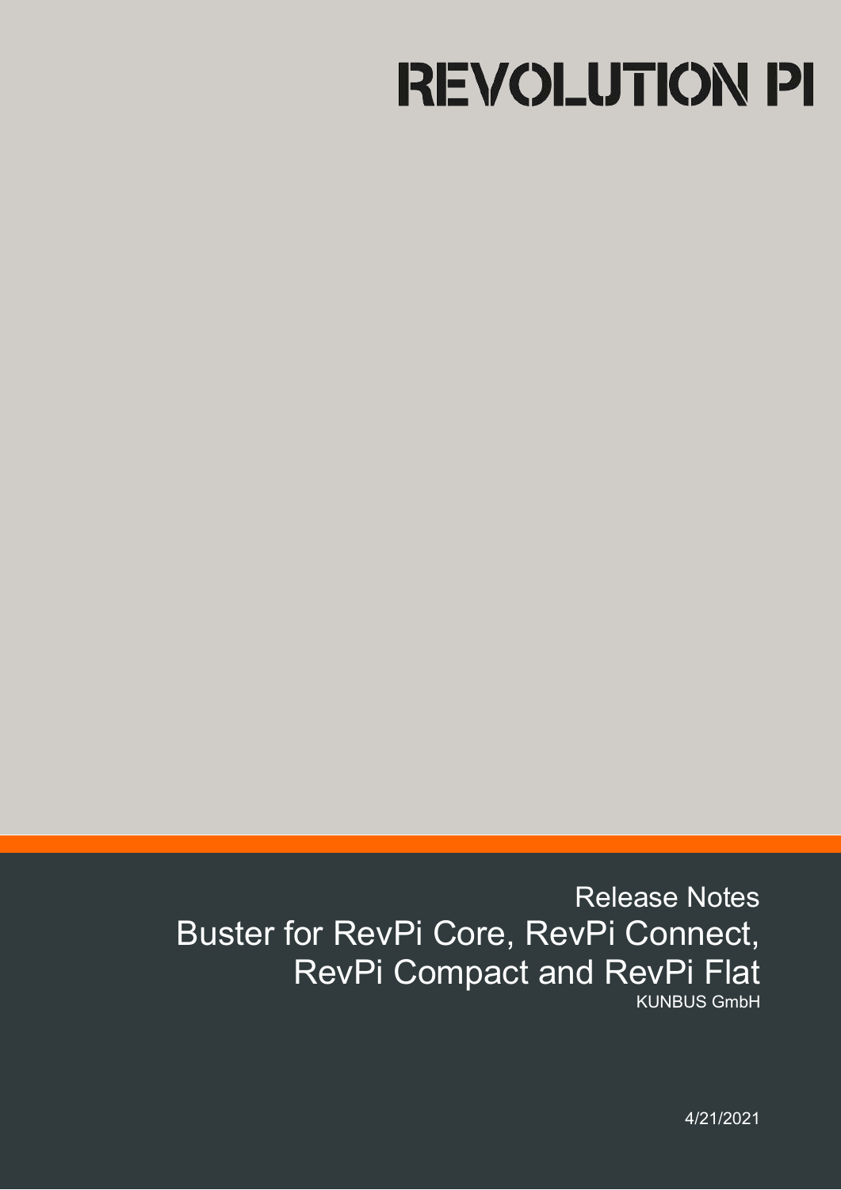# REVOLUTION PI

Release Notes

# Buster for RevPi Core, RevPi Connect, RevPi Compact and RevPi Flat

KUNBUS GmbH

4/21/2021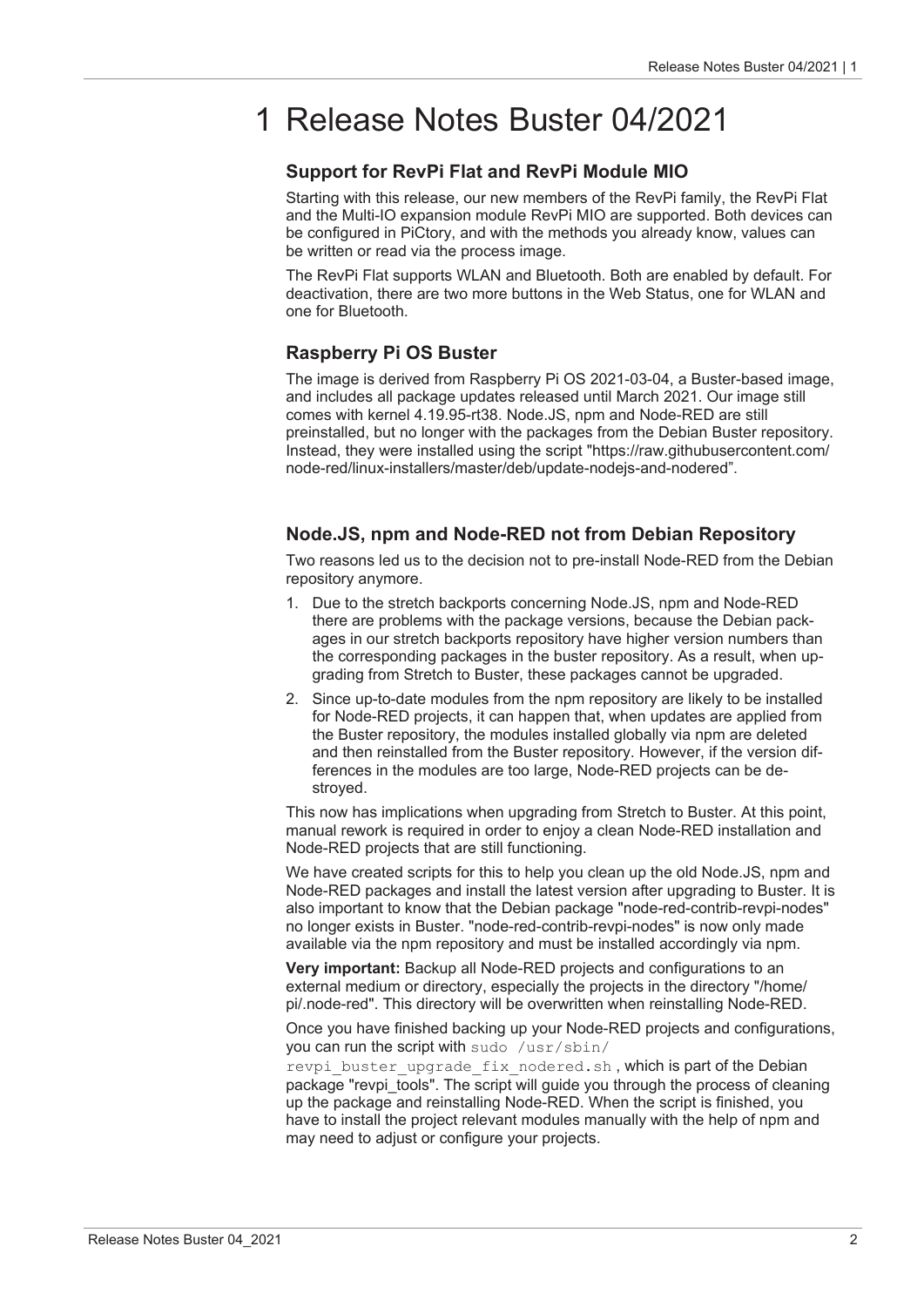# 1 Release Notes Buster 04/2021

## Support for RevPi Flat and RevPi Module MIO

Starting with this release, our new members of the RevPi family, the RevPi Flat and the Multi-IO expansion module RevPi MIO are supported. Both devices can be configured in PiCtory, and with the methods you already know, values can be written or read via the process image.

The RevPi Flat supports WLAN and Bluetooth. Both are enabled by default. For deactivation, there are two more buttons in the Web Status, one for WLAN and one for Bluetooth.

## Raspberry Pi OS Buster

The image is derived from Raspberry Pi OS 2021-03-04, a Buster-based image, and includes all package updates released until March 2021. Our image still comes with kernel 4.19.95-rt38. Node.JS, npm and Node-RED are still preinstalled, but no longer with the packages from the Debian Buster repository. Instead, they were installed using the script "https://raw.githubusercontent.com/node-red/linux-installers/master/deb/update-nodejs-and-nodered".

## Node.JS, npm and Node-RED not from Debian Repository

Two reasons led us to the decision not to pre-install Node-RED from the Debian repository anymore.

1. Due to the stretch backports concerning Node.JS, npm and Node-RED there are problems with the package versions, because the Debian packages in our stretch backports repository have higher version numbers than the corresponding packages in the buster repository. As a result, when upgrading from Stretch to Buster, these packages cannot be upgraded.
2. Since up-to-date modules from the npm repository are likely to be installed for Node-RED projects, it can happen that, when updates are applied from the Buster repository, the modules installed globally via npm are deleted and then reinstalled from the Buster repository. However, if the version differences in the modules are too large, Node-RED projects can be destroyed.

This now has implications when upgrading from Stretch to Buster. At this point, manual rework is required in order to enjoy a clean Node-RED installation and Node-RED projects that are still functioning.

We have created scripts for this to help you clean up the old Node.JS, npm and Node-RED packages and install the latest version after upgrading to Buster. It is also important to know that the Debian package "node-red-contrib-revpi-nodes" no longer exists in Buster. "node-red-contrib-revpi-nodes" is now only made available via the npm repository and must be installed accordingly via npm.

**Very important:** Backup all Node-RED projects and configurations to an external medium or directory, especially the projects in the directory "/home/pi/.node-red". This directory will be overwritten when reinstalling Node-RED.

Once you have finished backing up your Node-RED projects and configurations, you can run the script with `sudo /usr/sbin/revpi_buster_upgrade_fix_nodered.sh`, which is part of the Debian package "revpi_tools". The script will guide you through the process of cleaning up the package and reinstalling Node-RED. When the script is finished, you have to install the project relevant modules manually with the help of npm and may need to adjust or configure your projects.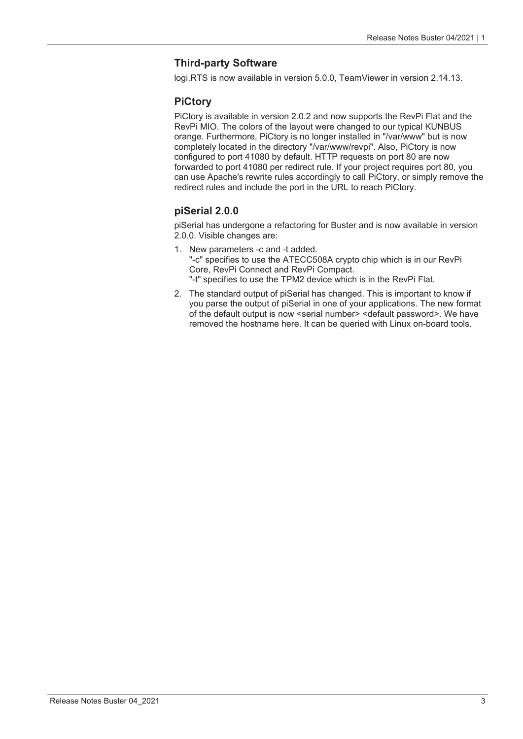## Third-party Software

logi.RTS is now available in version 5.0.0, TeamViewer in version 2.14.13.

## PiCtory

PiCtory is available in version 2.0.2 and now supports the RevPi Flat and the RevPi MIO. The colors of the layout were changed to our typical KUNBUS orange. Furthermore, PiCtory is no longer installed in "/var/www" but is now completely located in the directory "/var/www/revpi". Also, PiCtory is now configured to port 41080 by default. HTTP requests on port 80 are now forwarded to port 41080 per redirect rule. If your project requires port 80, you can use Apache's rewrite rules accordingly to call PiCtory, or simply remove the redirect rules and include the port in the URL to reach PiCtory.

## piSerial 2.0.0

piSerial has undergone a refactoring for Buster and is now available in version 2.0.0. Visible changes are:

1. New parameters -c and -t added.
   "-c" specifies to use the ATECC508A crypto chip which is in our RevPi Core, RevPi Connect and RevPi Compact.
   "-t" specifies to use the TPM2 device which is in the RevPi Flat.
2. The standard output of piSerial has changed. This is important to know if you parse the output of piSerial in one of your applications. The new format of the default output is now <serial number> <default password>. We have removed the hostname here. It can be queried with Linux on-board tools.